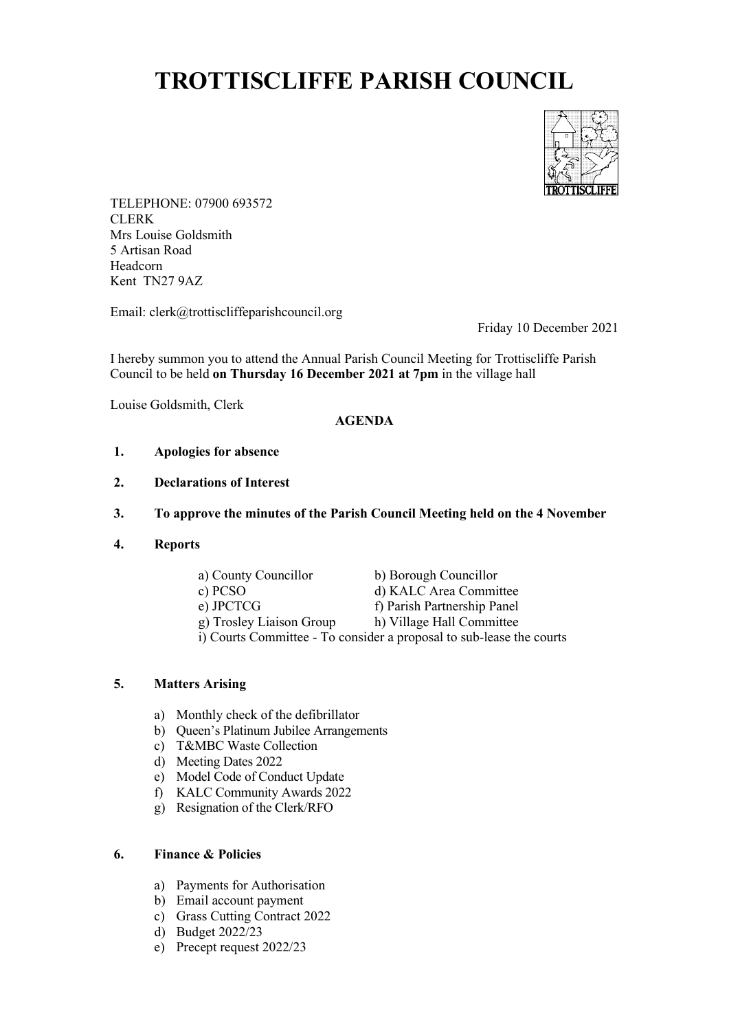# TROTTISCLIFFE PARISH COUNCIL

TELEPHONE: 07900 693572
CLERK
Mrs Louise Goldsmith
5 Artisan Road
Headcorn
Kent TN27 9AZ

Email: clerk@trottiscliffeparishcouncil.org

Friday 10 December 2021

I hereby summon you to attend the Annual Parish Council Meeting for Trottiscliffe Parish Council to be held **on Thursday 16 December 2021 at 7pm** in the village hall

Louise Goldsmith, Clerk

**AGENDA**

1. **Apologies for absence**

2. **Declarations of Interest**

3. **To approve the minutes of the Parish Council Meeting held on the 4 November**

4. **Reports**

   a) County Councillor
   b) Borough Councillor
   c) PCSO
   d) KALC Area Committee
   e) JPCTCG
   f) Parish Partnership Panel
   g) Trosley Liaison Group
   h) Village Hall Committee
   i) Courts Committee - To consider a proposal to sub-lease the courts

5. **Matters Arising**

   a) Monthly check of the defibrillator
   b) Queen's Platinum Jubilee Arrangements
   c) T&MBC Waste Collection
   d) Meeting Dates 2022
   e) Model Code of Conduct Update
   f) KALC Community Awards 2022
   g) Resignation of the Clerk/RFO

6. **Finance & Policies**

   a) Payments for Authorisation
   b) Email account payment
   c) Grass Cutting Contract 2022
   d) Budget 2022/23
   e) Precept request 2022/23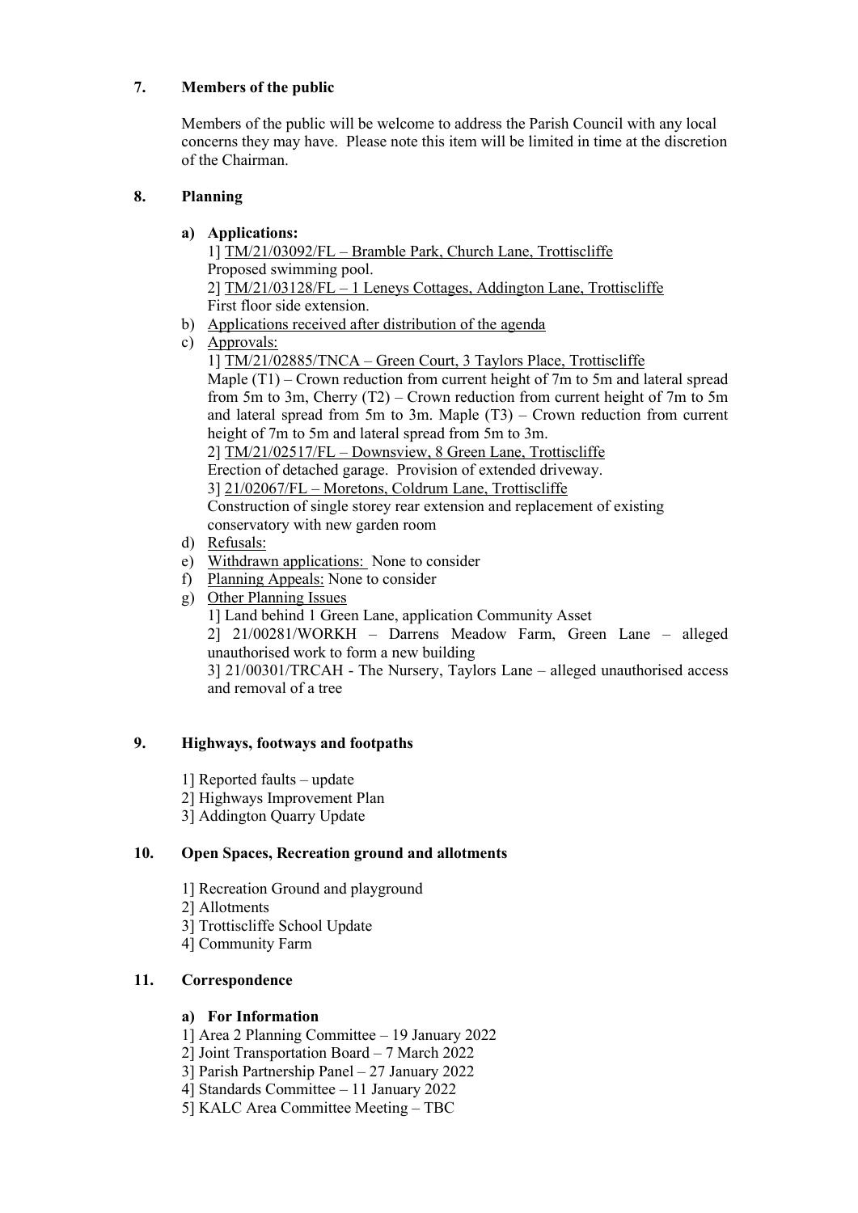## 7. Members of the public

Members of the public will be welcome to address the Parish Council with any local concerns they may have. Please note this item will be limited in time at the discretion of the Chairman.

## 8. Planning

**a) Applications:**

1] TM/21/03092/FL – Bramble Park, Church Lane, Trottiscliffe
Proposed swimming pool.
2] TM/21/03128/FL – 1 Leneys Cottages, Addington Lane, Trottiscliffe
First floor side extension.

b) Applications received after distribution of the agenda

c) Approvals:

1] TM/21/02885/TNCA – Green Court, 3 Taylors Place, Trottiscliffe
Maple (T1) – Crown reduction from current height of 7m to 5m and lateral spread from 5m to 3m, Cherry (T2) – Crown reduction from current height of 7m to 5m and lateral spread from 5m to 3m. Maple (T3) – Crown reduction from current height of 7m to 5m and lateral spread from 5m to 3m.
2] TM/21/02517/FL – Downsview, 8 Green Lane, Trottiscliffe
Erection of detached garage. Provision of extended driveway.
3] 21/02067/FL – Moretons, Coldrum Lane, Trottiscliffe
Construction of single storey rear extension and replacement of existing conservatory with new garden room

d) Refusals:

e) Withdrawn applications: None to consider

f) Planning Appeals: None to consider

g) Other Planning Issues

1] Land behind 1 Green Lane, application Community Asset
2] 21/00281/WORKH – Darrens Meadow Farm, Green Lane – alleged unauthorised work to form a new building
3] 21/00301/TRCAH - The Nursery, Taylors Lane – alleged unauthorised access and removal of a tree

## 9. Highways, footways and footpaths

1] Reported faults – update
2] Highways Improvement Plan
3] Addington Quarry Update

## 10. Open Spaces, Recreation ground and allotments

1] Recreation Ground and playground
2] Allotments
3] Trottiscliffe School Update
4] Community Farm

## 11. Correspondence

**a) For Information**

1] Area 2 Planning Committee – 19 January 2022
2] Joint Transportation Board – 7 March 2022
3] Parish Partnership Panel – 27 January 2022
4] Standards Committee – 11 January 2022
5] KALC Area Committee Meeting – TBC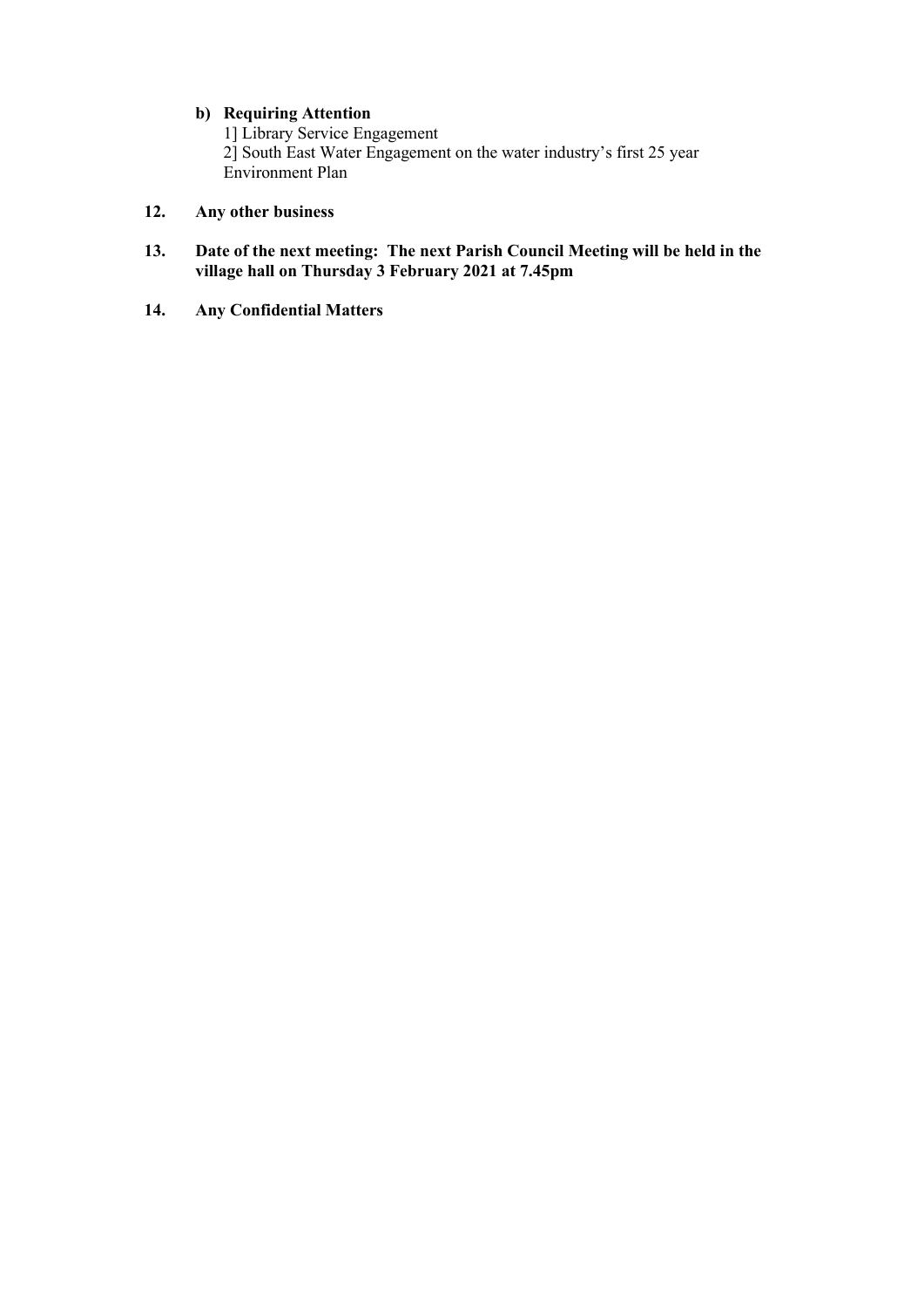**b) Requiring Attention**

1] Library Service Engagement

2] South East Water Engagement on the water industry's first 25 year Environment Plan

**12. Any other business**

**13. Date of the next meeting: The next Parish Council Meeting will be held in the village hall on Thursday 3 February 2021 at 7.45pm**

**14. Any Confidential Matters**